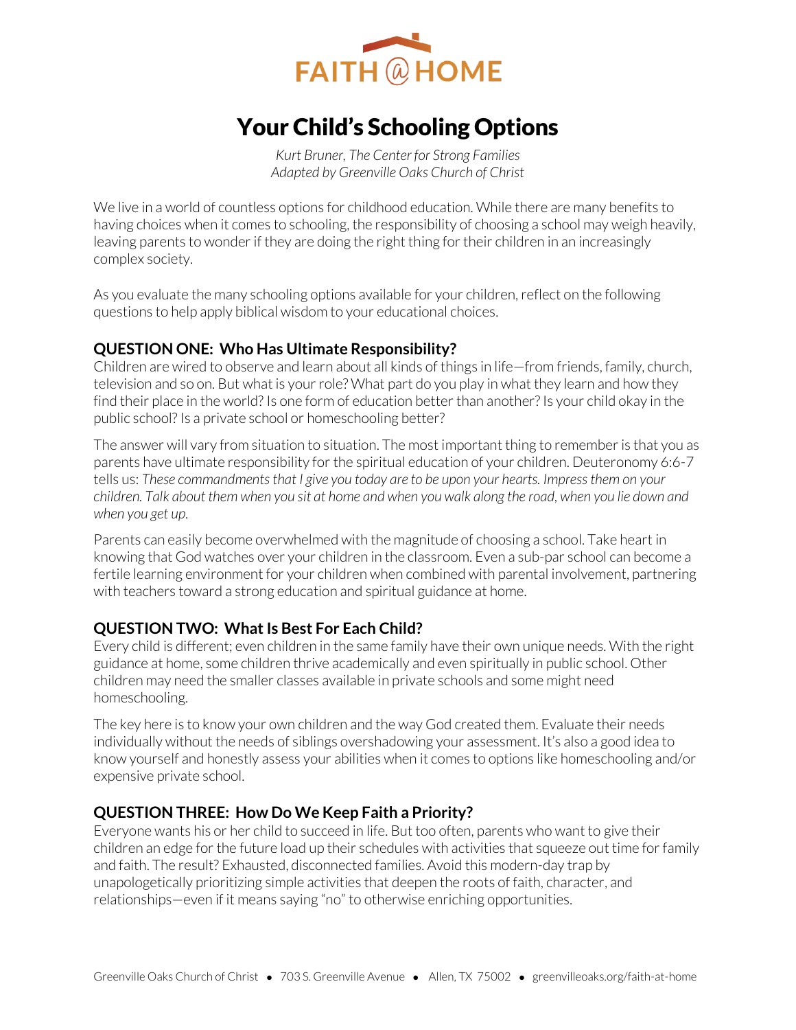FAITH @ HOME

# Your Child's Schooling Options

*Kurt Bruner, The Center for Strong Families*
*Adapted by Greenville Oaks Church of Christ*

We live in a world of countless options for childhood education. While there are many benefits to having choices when it comes to schooling, the responsibility of choosing a school may weigh heavily, leaving parents to wonder if they are doing the right thing for their children in an increasingly complex society.

As you evaluate the many schooling options available for your children, reflect on the following questions to help apply biblical wisdom to your educational choices.

## QUESTION ONE: Who Has Ultimate Responsibility?

Children are wired to observe and learn about all kinds of things in life—from friends, family, church, television and so on. But what is your role? What part do you play in what they learn and how they find their place in the world? Is one form of education better than another? Is your child okay in the public school? Is a private school or homeschooling better?

The answer will vary from situation to situation. The most important thing to remember is that you as parents have ultimate responsibility for the spiritual education of your children. Deuteronomy 6:6-7 tells us: *These commandments that I give you today are to be upon your hearts. Impress them on your children. Talk about them when you sit at home and when you walk along the road, when you lie down and when you get up.*

Parents can easily become overwhelmed with the magnitude of choosing a school. Take heart in knowing that God watches over your children in the classroom. Even a sub-par school can become a fertile learning environment for your children when combined with parental involvement, partnering with teachers toward a strong education and spiritual guidance at home.

## QUESTION TWO: What Is Best For Each Child?

Every child is different; even children in the same family have their own unique needs. With the right guidance at home, some children thrive academically and even spiritually in public school. Other children may need the smaller classes available in private schools and some might need homeschooling.

The key here is to know your own children and the way God created them. Evaluate their needs individually without the needs of siblings overshadowing your assessment. It's also a good idea to know yourself and honestly assess your abilities when it comes to options like homeschooling and/or expensive private school.

## QUESTION THREE: How Do We Keep Faith a Priority?

Everyone wants his or her child to succeed in life. But too often, parents who want to give their children an edge for the future load up their schedules with activities that squeeze out time for family and faith. The result? Exhausted, disconnected families. Avoid this modern-day trap by unapologetically prioritizing simple activities that deepen the roots of faith, character, and relationships—even if it means saying "no" to otherwise enriching opportunities.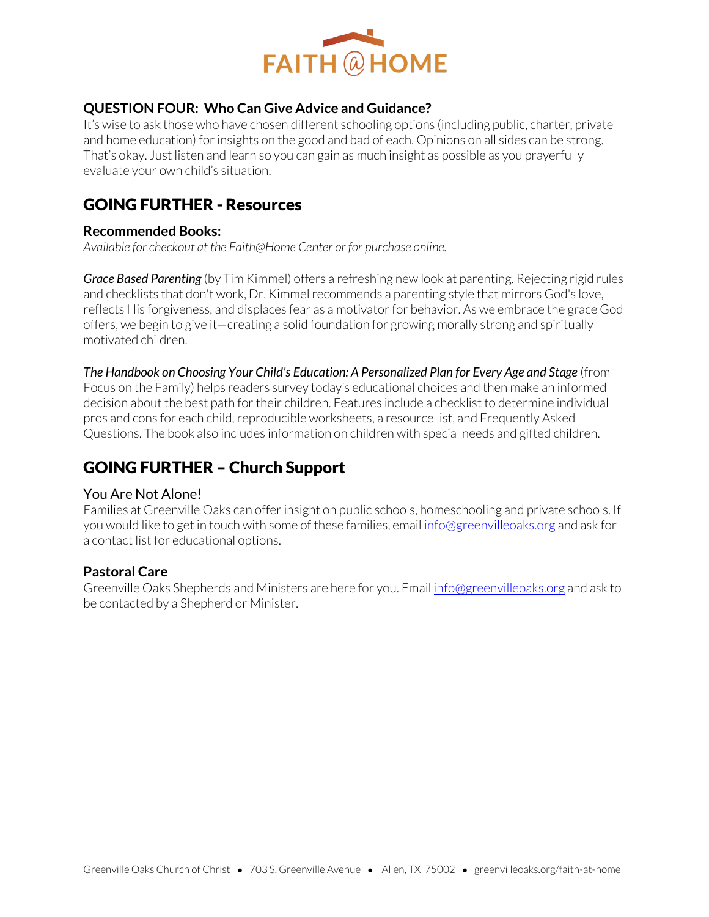### QUESTION FOUR: Who Can Give Advice and Guidance?

It's wise to ask those who have chosen different schooling options (including public, charter, private and home education) for insights on the good and bad of each. Opinions on all sides can be strong. That's okay. Just listen and learn so you can gain as much insight as possible as you prayerfully evaluate your own child's situation.

## GOING FURTHER - Resources

### Recommended Books:

*Available for checkout at the Faith@Home Center or for purchase online.*

***Grace Based Parenting*** (by Tim Kimmel) offers a refreshing new look at parenting. Rejecting rigid rules and checklists that don't work, Dr. Kimmel recommends a parenting style that mirrors God's love, reflects His forgiveness, and displaces fear as a motivator for behavior. As we embrace the grace God offers, we begin to give it—creating a solid foundation for growing morally strong and spiritually motivated children.

***The Handbook on Choosing Your Child's Education: A Personalized Plan for Every Age and Stage*** (from Focus on the Family) helps readers survey today's educational choices and then make an informed decision about the best path for their children. Features include a checklist to determine individual pros and cons for each child, reproducible worksheets, a resource list, and Frequently Asked Questions. The book also includes information on children with special needs and gifted children.

## GOING FURTHER – Church Support

### You Are Not Alone!

Families at Greenville Oaks can offer insight on public schools, homeschooling and private schools. If you would like to get in touch with some of these families, email info@greenvilleoaks.org and ask for a contact list for educational options.

### Pastoral Care

Greenville Oaks Shepherds and Ministers are here for you. Email info@greenvilleoaks.org and ask to be contacted by a Shepherd or Minister.